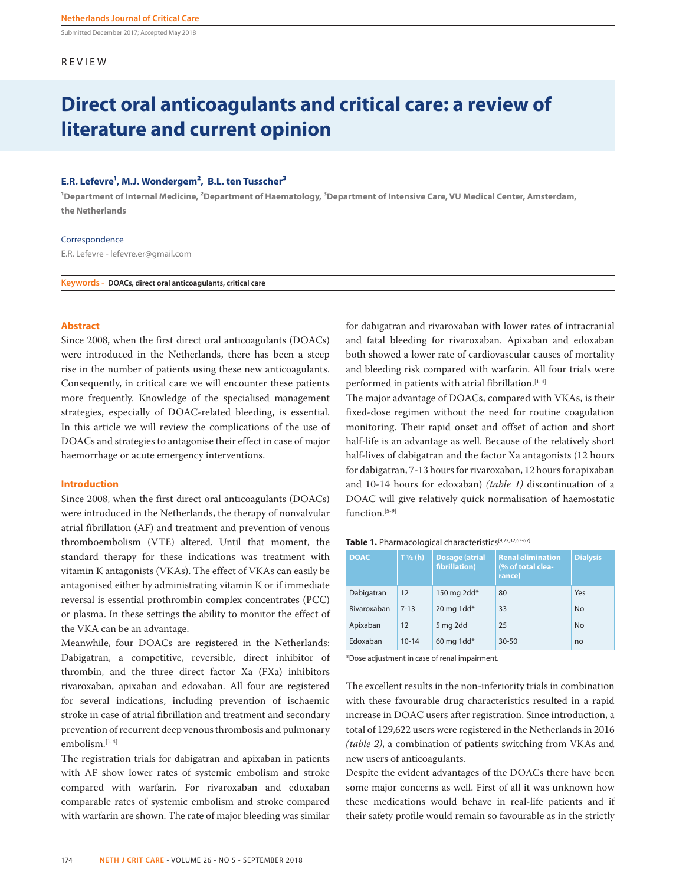Submitted December 2017; Accepted May 2018

REVIEW

# Direct oral anticoagulants and critical care: a review of literature and current opinion

**E.R. Lefevre[1], M.J. Wondergem[2], B.L. ten Tusscher[3]**

[1]Department of Internal Medicine, [2]Department of Haematology, [3]Department of Intensive Care, VU Medical Center, Amsterdam, the Netherlands

Correspondence

E.R. Lefevre - lefevre.er@gmail.com

**Keywords -** DOACs, direct oral anticoagulants, critical care

## Abstract

Since 2008, when the first direct oral anticoagulants (DOACs) were introduced in the Netherlands, there has been a steep rise in the number of patients using these new anticoagulants. Consequently, in critical care we will encounter these patients more frequently. Knowledge of the specialised management strategies, especially of DOAC-related bleeding, is essential. In this article we will review the complications of the use of DOACs and strategies to antagonise their effect in case of major haemorrhage or acute emergency interventions.

## Introduction

Since 2008, when the first direct oral anticoagulants (DOACs) were introduced in the Netherlands, the therapy of nonvalvular atrial fibrillation (AF) and treatment and prevention of venous thromboembolism (VTE) altered. Until that moment, the standard therapy for these indications was treatment with vitamin K antagonists (VKAs). The effect of VKAs can easily be antagonised either by administrating vitamin K or if immediate reversal is essential prothrombin complex concentrates (PCC) or plasma. In these settings the ability to monitor the effect of the VKA can be an advantage.

Meanwhile, four DOACs are registered in the Netherlands: Dabigatran, a competitive, reversible, direct inhibitor of thrombin, and the three direct factor Xa (FXa) inhibitors rivaroxaban, apixaban and edoxaban. All four are registered for several indications, including prevention of ischaemic stroke in case of atrial fibrillation and treatment and secondary prevention of recurrent deep venous thrombosis and pulmonary embolism.[1-4]

The registration trials for dabigatran and apixaban in patients with AF show lower rates of systemic embolism and stroke compared with warfarin. For rivaroxaban and edoxaban comparable rates of systemic embolism and stroke compared with warfarin are shown. The rate of major bleeding was similar for dabigatran and rivaroxaban with lower rates of intracranial and fatal bleeding for rivaroxaban. Apixaban and edoxaban both showed a lower rate of cardiovascular causes of mortality and bleeding risk compared with warfarin. All four trials were performed in patients with atrial fibrillation.[1-4]

The major advantage of DOACs, compared with VKAs, is their fixed-dose regimen without the need for routine coagulation monitoring. Their rapid onset and offset of action and short half-life is an advantage as well. Because of the relatively short half-lives of dabigatran and the factor Xa antagonists (12 hours for dabigatran, 7-13 hours for rivaroxaban, 12 hours for apixaban and 10-14 hours for edoxaban) *(table 1)* discontinuation of a DOAC will give relatively quick normalisation of haemostatic function.[5-9]

**Table 1.** Pharmacological characteristics[9,22,32,63-67]

| DOAC | T ½ (h) | Dosage (atrial fibrillation) | Renal elimination (% of total clearance) | Dialysis |
|---|---|---|---|---|
| Dabigatran | 12 | 150 mg 2dd* | 80 | Yes |
| Rivaroxaban | 7-13 | 20 mg 1dd* | 33 | No |
| Apixaban | 12 | 5 mg 2dd | 25 | No |
| Edoxaban | 10-14 | 60 mg 1dd* | 30-50 | no |

*Dose adjustment in case of renal impairment.

The excellent results in the non-inferiority trials in combination with these favourable drug characteristics resulted in a rapid increase in DOAC users after registration. Since introduction, a total of 129,622 users were registered in the Netherlands in 2016 *(table 2)*, a combination of patients switching from VKAs and new users of anticoagulants.

Despite the evident advantages of the DOACs there have been some major concerns as well. First of all it was unknown how these medications would behave in real-life patients and if their safety profile would remain so favourable as in the strictly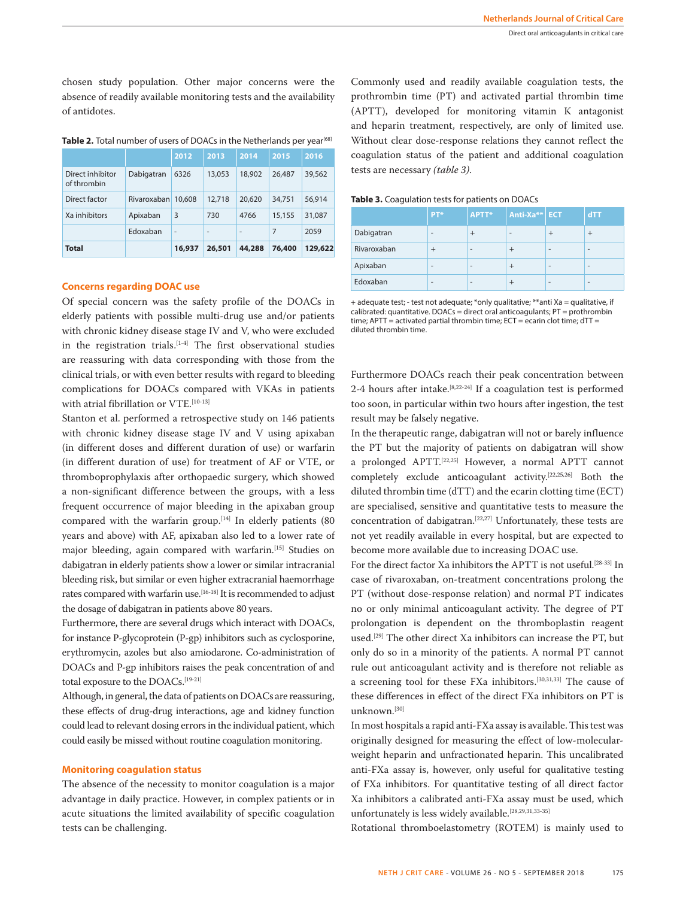chosen study population. Other major concerns were the absence of readily available monitoring tests and the availability of antidotes.

**Table 2.** Total number of users of DOACs in the Netherlands per year[68]

| | | 2012 | 2013 | 2014 | 2015 | 2016 |
|---|---|---|---|---|---|---|
| Direct inhibitor of thrombin | Dabigatran | 6326 | 13,053 | 18,902 | 26,487 | 39,562 |
| Direct factor | Rivaroxaban | 10,608 | 12,718 | 20,620 | 34,751 | 56,914 |
| Xa inhibitors | Apixaban | 3 | 730 | 4766 | 15,155 | 31,087 |
| | Edoxaban | - | - | - | 7 | 2059 |
| **Total** | | **16,937** | **26,501** | **44,288** | **76,400** | **129,622** |

## Concerns regarding DOAC use

Of special concern was the safety profile of the DOACs in elderly patients with possible multi-drug use and/or patients with chronic kidney disease stage IV and V, who were excluded in the registration trials.[1-4] The first observational studies are reassuring with data corresponding with those from the clinical trials, or with even better results with regard to bleeding complications for DOACs compared with VKAs in patients with atrial fibrillation or VTE.[10-13]

Stanton et al. performed a retrospective study on 146 patients with chronic kidney disease stage IV and V using apixaban (in different doses and different duration of use) or warfarin (in different duration of use) for treatment of AF or VTE, or thromboprophylaxis after orthopaedic surgery, which showed a non-significant difference between the groups, with a less frequent occurrence of major bleeding in the apixaban group compared with the warfarin group.[14] In elderly patients (80 years and above) with AF, apixaban also led to a lower rate of major bleeding, again compared with warfarin.[15] Studies on dabigatran in elderly patients show a lower or similar intracranial bleeding risk, but similar or even higher extracranial haemorrhage rates compared with warfarin use.[16-18] It is recommended to adjust the dosage of dabigatran in patients above 80 years.

Furthermore, there are several drugs which interact with DOACs, for instance P-glycoprotein (P-gp) inhibitors such as cyclosporine, erythromycin, azoles but also amiodarone. Co-administration of DOACs and P-gp inhibitors raises the peak concentration of and total exposure to the DOACs.[19-21]

Although, in general, the data of patients on DOACs are reassuring, these effects of drug-drug interactions, age and kidney function could lead to relevant dosing errors in the individual patient, which could easily be missed without routine coagulation monitoring.

## Monitoring coagulation status

The absence of the necessity to monitor coagulation is a major advantage in daily practice. However, in complex patients or in acute situations the limited availability of specific coagulation tests can be challenging.

Commonly used and readily available coagulation tests, the prothrombin time (PT) and activated partial thrombin time (APTT), developed for monitoring vitamin K antagonist and heparin treatment, respectively, are only of limited use. Without clear dose-response relations they cannot reflect the coagulation status of the patient and additional coagulation tests are necessary *(table 3)*.

**Table 3.** Coagulation tests for patients on DOACs

| | PT* | APTT* | Anti-Xa** | ECT | dTT |
|---|---|---|---|---|---|
| Dabigatran | - | + | - | + | + |
| Rivaroxaban | + | - | + | - | - |
| Apixaban | - | - | + | - | - |
| Edoxaban | - | - | + | - | - |

+ adequate test; - test not adequate; *only qualitative; **anti Xa = qualitative, if calibrated: quantitative. DOACs = direct oral anticoagulants; PT = prothrombin time; APTT = activated partial thrombin time; ECT = ecarin clot time; dTT = diluted thrombin time.

Furthermore DOACs reach their peak concentration between 2-4 hours after intake.[8,22-24] If a coagulation test is performed too soon, in particular within two hours after ingestion, the test result may be falsely negative.

In the therapeutic range, dabigatran will not or barely influence the PT but the majority of patients on dabigatran will show a prolonged APTT.[22,25] However, a normal APTT cannot completely exclude anticoagulant activity.[22,25,26] Both the diluted thrombin time (dTT) and the ecarin clotting time (ECT) are specialised, sensitive and quantitative tests to measure the concentration of dabigatran.[22,27] Unfortunately, these tests are not yet readily available in every hospital, but are expected to become more available due to increasing DOAC use.

For the direct factor Xa inhibitors the APTT is not useful.[28-33] In case of rivaroxaban, on-treatment concentrations prolong the PT (without dose-response relation) and normal PT indicates no or only minimal anticoagulant activity. The degree of PT prolongation is dependent on the thromboplastin reagent used.[29] The other direct Xa inhibitors can increase the PT, but only do so in a minority of the patients. A normal PT cannot rule out anticoagulant activity and is therefore not reliable as a screening tool for these FXa inhibitors.[30,31,33] The cause of these differences in effect of the direct FXa inhibitors on PT is unknown.[30]

In most hospitals a rapid anti-FXa assay is available. This test was originally designed for measuring the effect of low-molecular-weight heparin and unfractionated heparin. This uncalibrated anti-FXa assay is, however, only useful for qualitative testing of FXa inhibitors. For quantitative testing of all direct factor Xa inhibitors a calibrated anti-FXa assay must be used, which unfortunately is less widely available.[28,29,31,33-35]

Rotational thromboelastometry (ROTEM) is mainly used to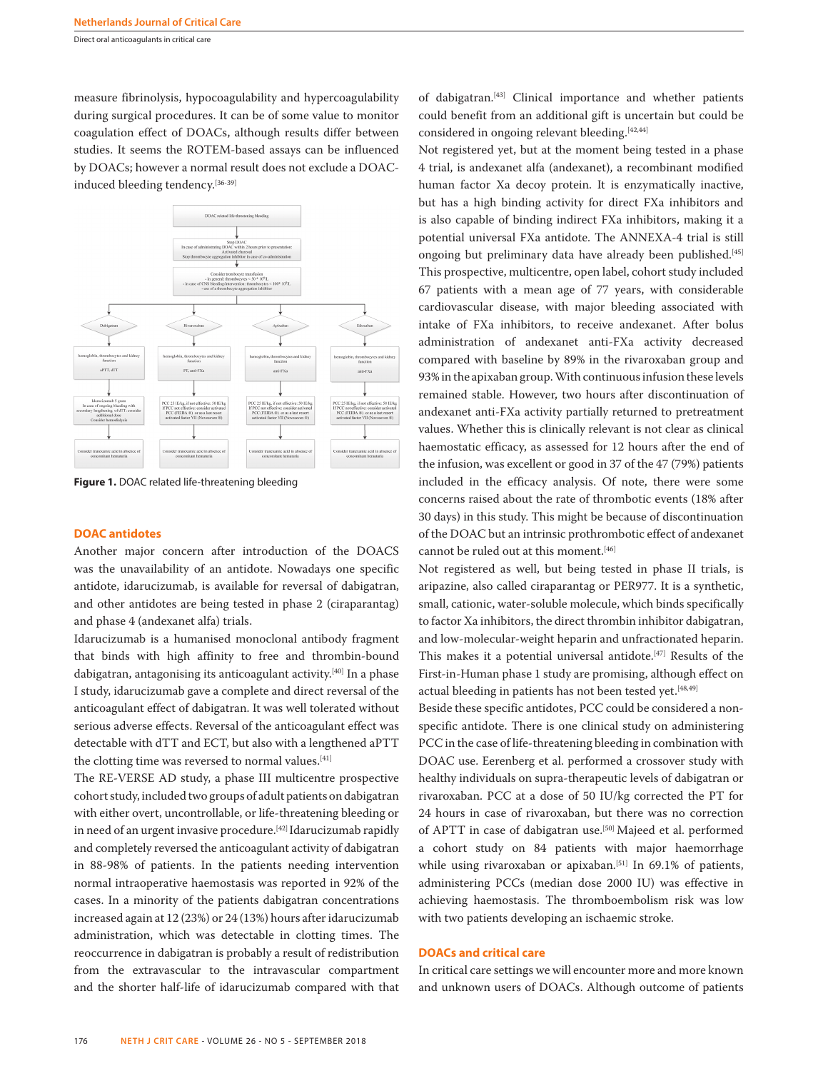measure fibrinolysis, hypocoagulability and hypercoagulability during surgical procedures. It can be of some value to monitor coagulation effect of DOACs, although results differ between studies. It seems the ROTEM-based assays can be influenced by DOACs; however a normal result does not exclude a DOAC-induced bleeding tendency.[36-39]

**Figure 1.** DOAC related life-threatening bleeding

## DOAC antidotes

Another major concern after introduction of the DOACS was the unavailability of an antidote. Nowadays one specific antidote, idarucizumab, is available for reversal of dabigatran, and other antidotes are being tested in phase 2 (ciraparantag) and phase 4 (andexanet alfa) trials.

Idarucizumab is a humanised monoclonal antibody fragment that binds with high affinity to free and thrombin-bound dabigatran, antagonising its anticoagulant activity.[40] In a phase I study, idarucizumab gave a complete and direct reversal of the anticoagulant effect of dabigatran. It was well tolerated without serious adverse effects. Reversal of the anticoagulant effect was detectable with dTT and ECT, but also with a lengthened aPTT the clotting time was reversed to normal values.[41]

The RE-VERSE AD study, a phase III multicentre prospective cohort study, included two groups of adult patients on dabigatran with either overt, uncontrollable, or life-threatening bleeding or in need of an urgent invasive procedure.[42] Idarucizumab rapidly and completely reversed the anticoagulant activity of dabigatran in 88-98% of patients. In the patients needing intervention normal intraoperative haemostasis was reported in 92% of the cases. In a minority of the patients dabigatran concentrations increased again at 12 (23%) or 24 (13%) hours after idarucizumab administration, which was detectable in clotting times. The reoccurrence in dabigatran is probably a result of redistribution from the extravascular to the intravascular compartment and the shorter half-life of idarucizumab compared with that of dabigatran.[43] Clinical importance and whether patients could benefit from an additional gift is uncertain but could be considered in ongoing relevant bleeding.[42,44]

Not registered yet, but at the moment being tested in a phase 4 trial, is andexanet alfa (andexanet), a recombinant modified human factor Xa decoy protein. It is enzymatically inactive, but has a high binding activity for direct FXa inhibitors and is also capable of binding indirect FXa inhibitors, making it a potential universal FXa antidote. The ANNEXA-4 trial is still ongoing but preliminary data have already been published.[45] This prospective, multicentre, open label, cohort study included 67 patients with a mean age of 77 years, with considerable cardiovascular disease, with major bleeding associated with intake of FXa inhibitors, to receive andexanet. After bolus administration of andexanet anti-FXa activity decreased compared with baseline by 89% in the rivaroxaban group and 93% in the apixaban group. With continuous infusion these levels remained stable. However, two hours after discontinuation of andexanet anti-FXa activity partially returned to pretreatment values. Whether this is clinically relevant is not clear as clinical haemostatic efficacy, as assessed for 12 hours after the end of the infusion, was excellent or good in 37 of the 47 (79%) patients included in the efficacy analysis. Of note, there were some concerns raised about the rate of thrombotic events (18% after 30 days) in this study. This might be because of discontinuation of the DOAC but an intrinsic prothrombotic effect of andexanet cannot be ruled out at this moment.[46]

Not registered as well, but being tested in phase II trials, is aripazine, also called ciraparantag or PER977. It is a synthetic, small, cationic, water-soluble molecule, which binds specifically to factor Xa inhibitors, the direct thrombin inhibitor dabigatran, and low-molecular-weight heparin and unfractionated heparin. This makes it a potential universal antidote.[47] Results of the First-in-Human phase 1 study are promising, although effect on actual bleeding in patients has not been tested yet.[48,49]

Beside these specific antidotes, PCC could be considered a non-specific antidote. There is one clinical study on administering PCC in the case of life-threatening bleeding in combination with DOAC use. Eerenberg et al. performed a crossover study with healthy individuals on supra-therapeutic levels of dabigatran or rivaroxaban. PCC at a dose of 50 IU/kg corrected the PT for 24 hours in case of rivaroxaban, but there was no correction of APTT in case of dabigatran use.[50] Majeed et al. performed a cohort study on 84 patients with major haemorrhage while using rivaroxaban or apixaban.[51] In 69.1% of patients, administering PCCs (median dose 2000 IU) was effective in achieving haemostasis. The thromboembolism risk was low with two patients developing an ischaemic stroke.

## DOACs and critical care

In critical care settings we will encounter more and more known and unknown users of DOACs. Although outcome of patients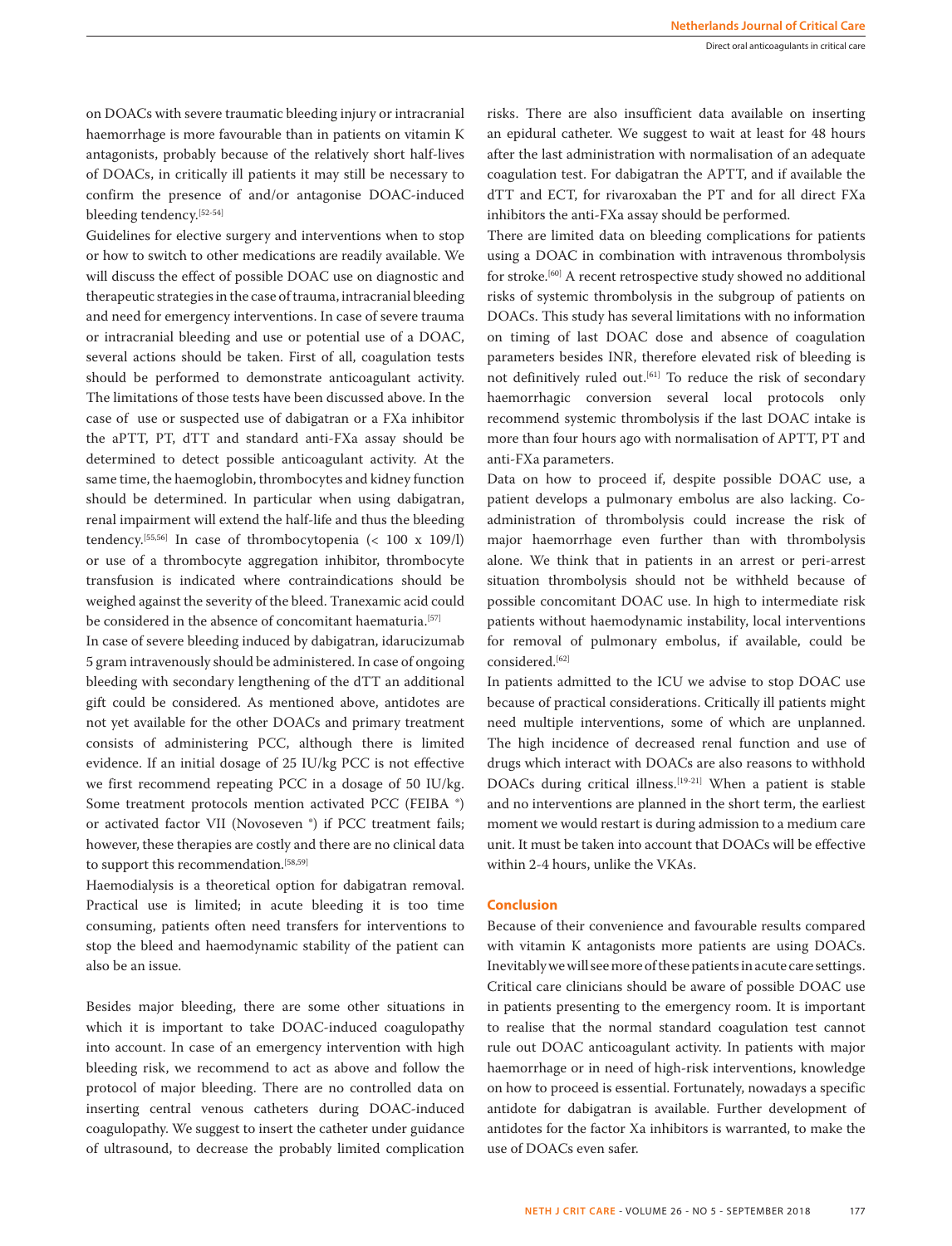on DOACs with severe traumatic bleeding injury or intracranial haemorrhage is more favourable than in patients on vitamin K antagonists, probably because of the relatively short half-lives of DOACs, in critically ill patients it may still be necessary to confirm the presence of and/or antagonise DOAC-induced bleeding tendency.[52-54]

Guidelines for elective surgery and interventions when to stop or how to switch to other medications are readily available. We will discuss the effect of possible DOAC use on diagnostic and therapeutic strategies in the case of trauma, intracranial bleeding and need for emergency interventions. In case of severe trauma or intracranial bleeding and use or potential use of a DOAC, several actions should be taken. First of all, coagulation tests should be performed to demonstrate anticoagulant activity. The limitations of those tests have been discussed above. In the case of use or suspected use of dabigatran or a FXa inhibitor the aPTT, PT, dTT and standard anti-FXa assay should be determined to detect possible anticoagulant activity. At the same time, the haemoglobin, thrombocytes and kidney function should be determined. In particular when using dabigatran, renal impairment will extend the half-life and thus the bleeding tendency.[55,56] In case of thrombocytopenia (< 100 x 109/l) or use of a thrombocyte aggregation inhibitor, thrombocyte transfusion is indicated where contraindications should be weighed against the severity of the bleed. Tranexamic acid could be considered in the absence of concomitant haematuria.[57]

In case of severe bleeding induced by dabigatran, idarucizumab 5 gram intravenously should be administered. In case of ongoing bleeding with secondary lengthening of the dTT an additional gift could be considered. As mentioned above, antidotes are not yet available for the other DOACs and primary treatment consists of administering PCC, although there is limited evidence. If an initial dosage of 25 IU/kg PCC is not effective we first recommend repeating PCC in a dosage of 50 IU/kg. Some treatment protocols mention activated PCC (FEIBA ®) or activated factor VII (Novoseven ®) if PCC treatment fails; however, these therapies are costly and there are no clinical data to support this recommendation.[58,59]

Haemodialysis is a theoretical option for dabigatran removal. Practical use is limited; in acute bleeding it is too time consuming, patients often need transfers for interventions to stop the bleed and haemodynamic stability of the patient can also be an issue.

Besides major bleeding, there are some other situations in which it is important to take DOAC-induced coagulopathy into account. In case of an emergency intervention with high bleeding risk, we recommend to act as above and follow the protocol of major bleeding. There are no controlled data on inserting central venous catheters during DOAC-induced coagulopathy. We suggest to insert the catheter under guidance of ultrasound, to decrease the probably limited complication risks. There are also insufficient data available on inserting an epidural catheter. We suggest to wait at least for 48 hours after the last administration with normalisation of an adequate coagulation test. For dabigatran the APTT, and if available the dTT and ECT, for rivaroxaban the PT and for all direct FXa inhibitors the anti-FXa assay should be performed.

There are limited data on bleeding complications for patients using a DOAC in combination with intravenous thrombolysis for stroke.[60] A recent retrospective study showed no additional risks of systemic thrombolysis in the subgroup of patients on DOACs. This study has several limitations with no information on timing of last DOAC dose and absence of coagulation parameters besides INR, therefore elevated risk of bleeding is not definitively ruled out.[61] To reduce the risk of secondary haemorrhagic conversion several local protocols only recommend systemic thrombolysis if the last DOAC intake is more than four hours ago with normalisation of APTT, PT and anti-FXa parameters.

Data on how to proceed if, despite possible DOAC use, a patient develops a pulmonary embolus are also lacking. Co-administration of thrombolysis could increase the risk of major haemorrhage even further than with thrombolysis alone. We think that in patients in an arrest or peri-arrest situation thrombolysis should not be withheld because of possible concomitant DOAC use. In high to intermediate risk patients without haemodynamic instability, local interventions for removal of pulmonary embolus, if available, could be considered.[62]

In patients admitted to the ICU we advise to stop DOAC use because of practical considerations. Critically ill patients might need multiple interventions, some of which are unplanned. The high incidence of decreased renal function and use of drugs which interact with DOACs are also reasons to withhold DOACs during critical illness.[19-21] When a patient is stable and no interventions are planned in the short term, the earliest moment we would restart is during admission to a medium care unit. It must be taken into account that DOACs will be effective within 2-4 hours, unlike the VKAs.

## Conclusion

Because of their convenience and favourable results compared with vitamin K antagonists more patients are using DOACs. Inevitably we will see more of these patients in acute care settings. Critical care clinicians should be aware of possible DOAC use in patients presenting to the emergency room. It is important to realise that the normal standard coagulation test cannot rule out DOAC anticoagulant activity. In patients with major haemorrhage or in need of high-risk interventions, knowledge on how to proceed is essential. Fortunately, nowadays a specific antidote for dabigatran is available. Further development of antidotes for the factor Xa inhibitors is warranted, to make the use of DOACs even safer.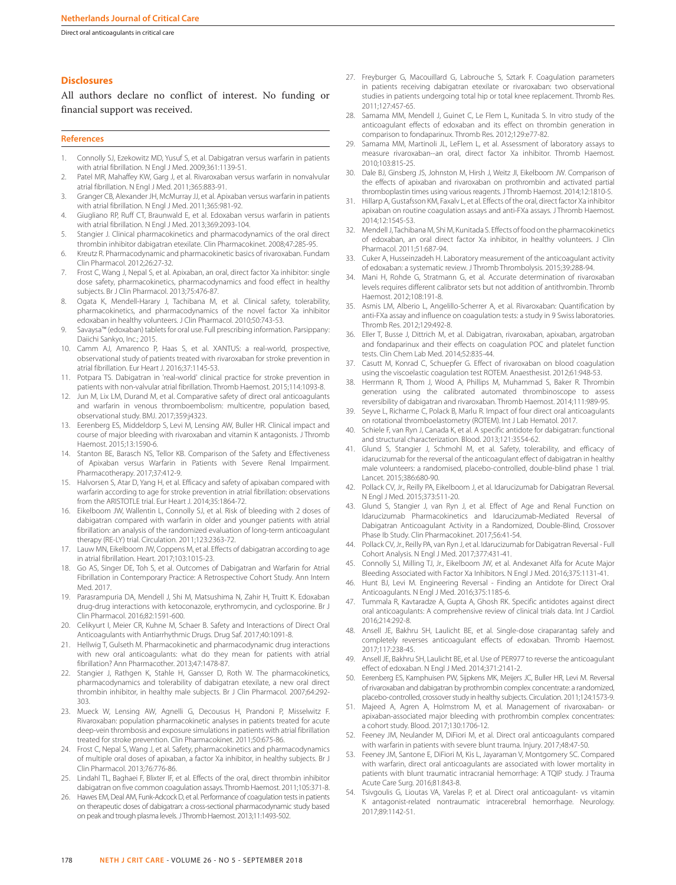## Disclosures

All authors declare no conflict of interest. No funding or financial support was received.

## References

1. Connolly SJ, Ezekowitz MD, Yusuf S, et al. Dabigatran versus warfarin in patients with atrial fibrillation. N Engl J Med. 2009;361:1139-51.
2. Patel MR, Mahaffey KW, Garg J, et al. Rivaroxaban versus warfarin in nonvalvular atrial fibrillation. N Engl J Med. 2011;365:883-91.
3. Granger CB, Alexander JH, McMurray JJ, et al. Apixaban versus warfarin in patients with atrial fibrillation. N Engl J Med. 2011;365:981-92.
4. Giugliano RP, Ruff CT, Braunwald E, et al. Edoxaban versus warfarin in patients with atrial fibrillation. N Engl J Med. 2013;369:2093-104.
5. Stangier J. Clinical pharmacokinetics and pharmacodynamics of the oral direct thrombin inhibitor dabigatran etexilate. Clin Pharmacokinet. 2008;47:285-95.
6. Kreutz R. Pharmacodynamic and pharmacokinetic basics of rivaroxaban. Fundam Clin Pharmacol. 2012;26:27-32.
7. Frost C, Wang J, Nepal S, et al. Apixaban, an oral, direct factor Xa inhibitor: single dose safety, pharmacokinetics, pharmacodynamics and food effect in healthy subjects. Br J Clin Pharmacol. 2013;75:476-87.
8. Ogata K, Mendell-Harary J, Tachibana M, et al. Clinical safety, tolerability, pharmacokinetics, and pharmacodynamics of the novel factor Xa inhibitor edoxaban in healthy volunteers. J Clin Pharmacol. 2010;50:743-53.
9. Savaysa™ (edoxaban) tablets for oral use. Full prescribing information. Parsippany: Daiichi Sankyo, Inc.; 2015.
10. Camm AJ, Amarenco P, Haas S, et al. XANTUS: a real-world, prospective, observational study of patients treated with rivaroxaban for stroke prevention in atrial fibrillation. Eur Heart J. 2016;37:1145-53.
11. Potpara TS. Dabigatran in 'real-world' clinical practice for stroke prevention in patients with non-valvular atrial fibrillation. Thromb Haemost. 2015;114:1093-8.
12. Jun M, Lix LM, Durand M, et al. Comparative safety of direct oral anticoagulants and warfarin in venous thromboembolism: multicentre, population based, observational study. BMJ. 2017;359:j4323.
13. Eerenberg ES, Middeldorp S, Levi M, Lensing AW, Buller HR. Clinical impact and course of major bleeding with rivaroxaban and vitamin K antagonists. J Thromb Haemost. 2015;13:1590-6.
14. Stanton BE, Barasch NS, Tellor KB. Comparison of the Safety and Effectiveness of Apixaban versus Warfarin in Patients with Severe Renal Impairment. Pharmacotherapy. 2017;37:412-9.
15. Halvorsen S, Atar D, Yang H, et al. Efficacy and safety of apixaban compared with warfarin according to age for stroke prevention in atrial fibrillation: observations from the ARISTOTLE trial. Eur Heart J. 2014;35:1864-72.
16. Eikelboom JW, Wallentin L, Connolly SJ, et al. Risk of bleeding with 2 doses of dabigatran compared with warfarin in older and younger patients with atrial fibrillation: an analysis of the randomized evaluation of long-term anticoagulant therapy (RE-LY) trial. Circulation. 2011;123:2363-72.
17. Lauw MN, Eikelboom JW, Coppens M, et al. Effects of dabigatran according to age in atrial fibrillation. Heart. 2017;103:1015-23.
18. Go AS, Singer DE, Toh S, et al. Outcomes of Dabigatran and Warfarin for Atrial Fibrillation in Contemporary Practice: A Retrospective Cohort Study. Ann Intern Med. 2017.
19. Parasrampuria DA, Mendell J, Shi M, Matsushima N, Zahir H, Truitt K. Edoxaban drug-drug interactions with ketoconazole, erythromycin, and cyclosporine. Br J Clin Pharmacol. 2016;82:1591-600.
20. Celikyurt I, Meier CR, Kuhne M, Schaer B. Safety and Interactions of Direct Oral Anticoagulants with Antiarrhythmic Drugs. Drug Saf. 2017;40:1091-8.
21. Hellwig T, Gulseth M. Pharmacokinetic and pharmacodynamic drug interactions with new oral anticoagulants: what do they mean for patients with atrial fibrillation? Ann Pharmacother. 2013;47:1478-87.
22. Stangier J, Rathgen K, Stahle H, Gansser D, Roth W. The pharmacokinetics, pharmacodynamics and tolerability of dabigatran etexilate, a new oral direct thrombin inhibitor, in healthy male subjects. Br J Clin Pharmacol. 2007;64:292-303.
23. Mueck W, Lensing AW, Agnelli G, Decousus H, Prandoni P, Misselwitz F. Rivaroxaban: population pharmacokinetic analyses in patients treated for acute deep-vein thrombosis and exposure simulations in patients with atrial fibrillation treated for stroke prevention. Clin Pharmacokinet. 2011;50:675-86.
24. Frost C, Nepal S, Wang J, et al. Safety, pharmacokinetics and pharmacodynamics of multiple oral doses of apixaban, a factor Xa inhibitor, in healthy subjects. Br J Clin Pharmacol. 2013;76:776-86.
25. Lindahl TL, Baghaei F, Blixter IF, et al. Effects of the oral, direct thrombin inhibitor dabigatran on five common coagulation assays. Thromb Haemost. 2011;105:371-8.
26. Hawes EM, Deal AM, Funk-Adcock D, et al. Performance of coagulation tests in patients on therapeutic doses of dabigatran: a cross-sectional pharmacodynamic study based on peak and trough plasma levels. J Thromb Haemost. 2013;11:1493-502.
27. Freyburger G, Macouillard G, Labrouche S, Sztark F. Coagulation parameters in patients receiving dabigatran etexilate or rivaroxaban: two observational studies in patients undergoing total hip or total knee replacement. Thromb Res. 2011;127:457-65.
28. Samama MM, Mendell J, Guinet C, Le Flem L, Kunitada S. In vitro study of the anticoagulant effects of edoxaban and its effect on thrombin generation in comparison to fondaparinux. Thromb Res. 2012;129:e77-82.
29. Samama MM, Martinoli JL, LeFlem L, et al. Assessment of laboratory assays to measure rivaroxaban--an oral, direct factor Xa inhibitor. Thromb Haemost. 2010;103:815-25.
30. Dale BJ, Ginsberg JS, Johnston M, Hirsh J, Weitz JI, Eikelboom JW. Comparison of the effects of apixaban and rivaroxaban on prothrombin and activated partial thromboplastin times using various reagents. J Thromb Haemost. 2014;12:1810-5.
31. Hillarp A, Gustafsson KM, Faxalv L, et al. Effects of the oral, direct factor Xa inhibitor apixaban on routine coagulation assays and anti-FXa assays. J Thromb Haemost. 2014;12:1545-53.
32. Mendell J, Tachibana M, Shi M, Kunitada S. Effects of food on the pharmacokinetics of edoxaban, an oral direct factor Xa inhibitor, in healthy volunteers. J Clin Pharmacol. 2011;51:687-94.
33. Cuker A, Husseinzadeh H. Laboratory measurement of the anticoagulant activity of edoxaban: a systematic review. J Thromb Thrombolysis. 2015;39:288-94.
34. Mani H, Rohde G, Stratmann G, et al. Accurate determination of rivaroxaban levels requires different calibrator sets but not addition of antithrombin. Thromb Haemost. 2012;108:191-8.
35. Asmis LM, Alberio L, Angelillo-Scherrer A, et al. Rivaroxaban: Quantification by anti-FXa assay and influence on coagulation tests: a study in 9 Swiss laboratories. Thromb Res. 2012;129:492-8.
36. Eller T, Busse J, Dittrich M, et al. Dabigatran, rivaroxaban, apixaban, argatroban and fondaparinux and their effects on coagulation POC and platelet function tests. Clin Chem Lab Med. 2014;52:835-44.
37. Casutt M, Konrad C, Schuepfer G. Effect of rivaroxaban on blood coagulation using the viscoelastic coagulation test ROTEM. Anaesthesist. 2012;61:948-53.
38. Herrmann R, Thom J, Wood A, Phillips M, Muhammad S, Baker R. Thrombin generation using the calibrated automated thrombinoscope to assess reversibility of dabigatran and rivaroxaban. Thromb Haemost. 2014;111:989-95.
39. Seyve L, Richarme C, Polack B, Marlu R. Impact of four direct oral anticoagulants on rotational thromboelastometry (ROTEM). Int J Lab Hematol. 2017.
40. Schiele F, van Ryn J, Canada K, et al. A specific antidote for dabigatran: functional and structural characterization. Blood. 2013;121:3554-62.
41. Glund S, Stangier J, Schmohl M, et al. Safety, tolerability, and efficacy of idarucizumab for the reversal of the anticoagulant effect of dabigatran in healthy male volunteers: a randomised, placebo-controlled, double-blind phase 1 trial. Lancet. 2015;386:680-90.
42. Pollack CV, Jr., Reilly PA, Eikelboom J, et al. Idarucizumab for Dabigatran Reversal. N Engl J Med. 2015;373:511-20.
43. Glund S, Stangier J, van Ryn J, et al. Effect of Age and Renal Function on Idarucizumab Pharmacokinetics and Idarucizumab-Mediated Reversal of Dabigatran Anticoagulant Activity in a Randomized, Double-Blind, Crossover Phase Ib Study. Clin Pharmacokinet. 2017;56:41-54.
44. Pollack CV, Jr., Reilly PA, van Ryn J, et al. Idarucizumab for Dabigatran Reversal - Full Cohort Analysis. N Engl J Med. 2017;377:431-41.
45. Connolly SJ, Milling TJ, Jr., Eikelboom JW, et al. Andexanet Alfa for Acute Major Bleeding Associated with Factor Xa Inhibitors. N Engl J Med. 2016;375:1131-41.
46. Hunt BJ, Levi M. Engineering Reversal - Finding an Antidote for Direct Oral Anticoagulants. N Engl J Med. 2016;375:1185-6.
47. Tummala R, Kavtaradze A, Gupta A, Ghosh RK. Specific antidotes against direct oral anticoagulants: A comprehensive review of clinical trials data. Int J Cardiol. 2016;214:292-8.
48. Ansell JE, Bakhru SH, Laulicht BE, et al. Single-dose ciraparantag safely and completely reverses anticoagulant effects of edoxaban. Thromb Haemost. 2017;117:238-45.
49. Ansell JE, Bakhru SH, Laulicht BE, et al. Use of PER977 to reverse the anticoagulant effect of edoxaban. N Engl J Med. 2014;371:2141-2.
50. Eerenberg ES, Kamphuisen PW, Sijpkens MK, Meijers JC, Buller HR, Levi M. Reversal of rivaroxaban and dabigatran by prothrombin complex concentrate: a randomized, placebo-controlled, crossover study in healthy subjects. Circulation. 2011;124:1573-9.
51. Majeed A, Agren A, Holmstrom M, et al. Management of rivaroxaban- or apixaban-associated major bleeding with prothrombin complex concentrates: a cohort study. Blood. 2017;130:1706-12.
52. Feeney JM, Neulander M, DiFiori M, et al. Direct oral anticoagulants compared with warfarin in patients with severe blunt trauma. Injury. 2017;48:47-50.
53. Feeney JM, Santone E, DiFiori M, Kis L, Jayaraman V, Montgomery SC. Compared with warfarin, direct oral anticoagulants are associated with lower mortality in patients with blunt traumatic intracranial hemorrhage: A TQIP study. J Trauma Acute Care Surg. 2016;81:843-8.
54. Tsivgoulis G, Lioutas VA, Varelas P, et al. Direct oral anticoagulant- vs vitamin K antagonist-related nontraumatic intracerebral hemorrhage. Neurology. 2017;89:1142-51.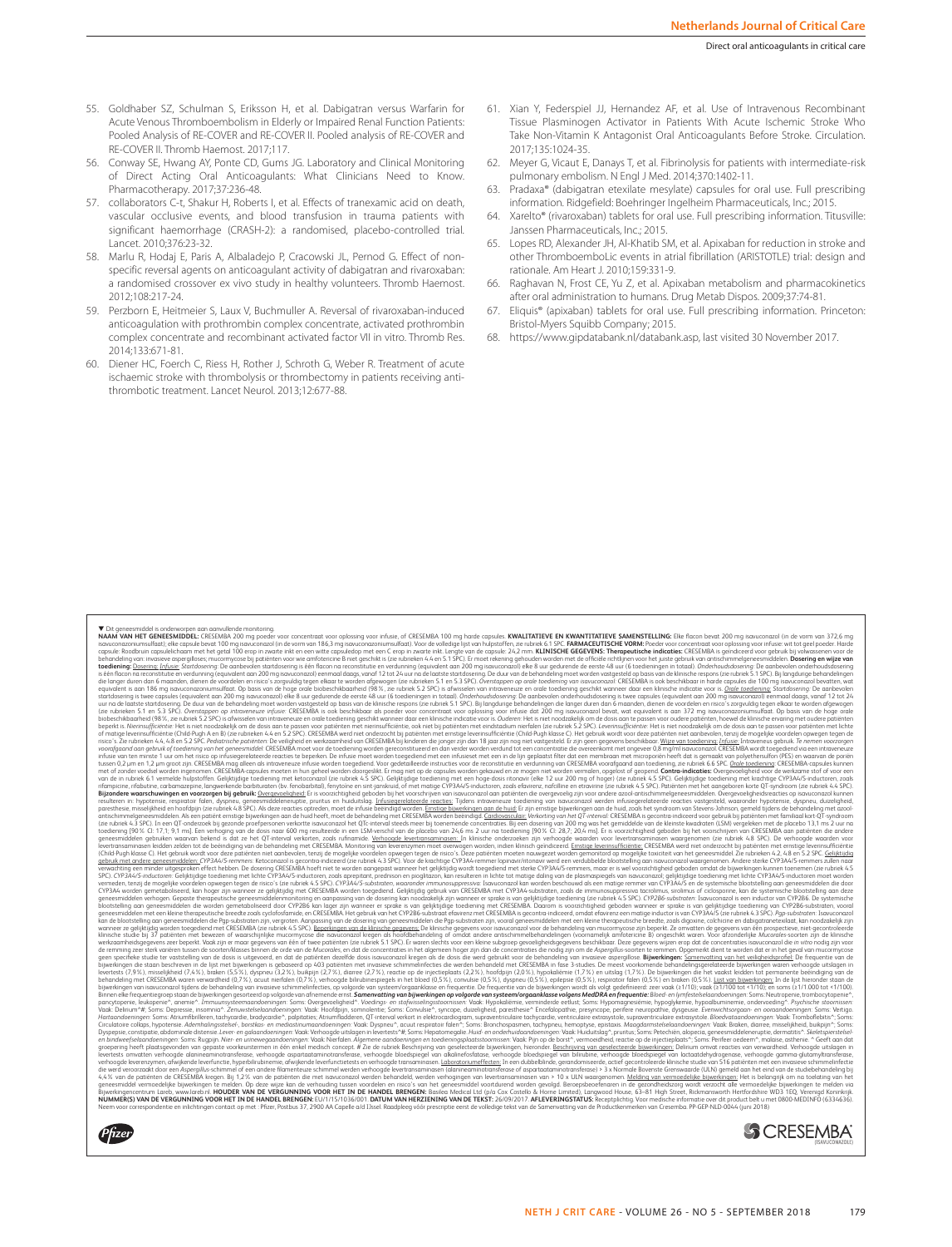55. Goldhaber SZ, Schulman S, Eriksson H, et al. Dabigatran versus Warfarin for Acute Venous Thromboembolism in Elderly or Impaired Renal Function Patients: Pooled Analysis of RE-COVER and RE-COVER II. Pooled analysis of RE-COVER and RE-COVER II. Thromb Haemost. 2017;117.
56. Conway SE, Hwang AY, Ponte CD, Gums JG. Laboratory and Clinical Monitoring of Direct Acting Oral Anticoagulants: What Clinicians Need to Know. Pharmacotherapy. 2017;37:236-48.
57. collaborators C-t, Shakur H, Roberts I, et al. Effects of tranexamic acid on death, vascular occlusive events, and blood transfusion in trauma patients with significant haemorrhage (CRASH-2): a randomised, placebo-controlled trial. Lancet. 2010;376:23-32.
58. Marlu R, Hodaj E, Paris A, Albaladejo P, Cracowski JL, Pernod G. Effect of non-specific reversal agents on anticoagulant activity of dabigatran and rivaroxaban: a randomised crossover ex vivo study in healthy volunteers. Thromb Haemost. 2012;108:217-24.
59. Perzborn E, Heitmeier S, Laux V, Buchmuller A. Reversal of rivaroxaban-induced anticoagulation with prothrombin complex concentrate, activated prothrombin complex concentrate and recombinant activated factor VII in vitro. Thromb Res. 2014;133:671-81.
60. Diener HC, Foerch C, Riess H, Rother J, Schroth G, Weber R. Treatment of acute ischaemic stroke with thrombolysis or thrombectomy in patients receiving anti-thrombotic treatment. Lancet Neurol. 2013;12:677-88.
61. Xian Y, Federspiel JJ, Hernandez AF, et al. Use of Intravenous Recombinant Tissue Plasminogen Activator in Patients With Acute Ischemic Stroke Who Take Non-Vitamin K Antagonist Oral Anticoagulants Before Stroke. Circulation. 2017;135:1024-35.
62. Meyer G, Vicaut E, Danays T, et al. Fibrinolysis for patients with intermediate-risk pulmonary embolism. N Engl J Med. 2014;370:1402-11.
63. Pradaxa® (dabigatran etexilate mesylate) capsules for oral use. Full prescribing information. Ridgefield: Boehringer Ingelheim Pharmaceuticals, Inc.; 2015.
64. Xarelto® (rivaroxaban) tablets for oral use. Full prescribing information. Titusville: Janssen Pharmaceuticals, Inc.; 2015.
65. Lopes RD, Alexander JH, Al-Khatib SM, et al. Apixaban for reduction in stroke and other ThromboemboLic events in atrial fibrillation (ARISTOTLE) trial: design and rationale. Am Heart J. 2010;159:331-9.
66. Raghavan N, Frost CE, Yu Z, et al. Apixaban metabolism and pharmacokinetics after oral administration to humans. Drug Metab Dispos. 2009;37:74-81.
67. Eliquis® (apixaban) tablets for oral use. Full prescribing information. Princeton: Bristol-Myers Squibb Company; 2015.
68. https://www.gipdatabank.nl/databank.asp, last visited 30 November 2017.